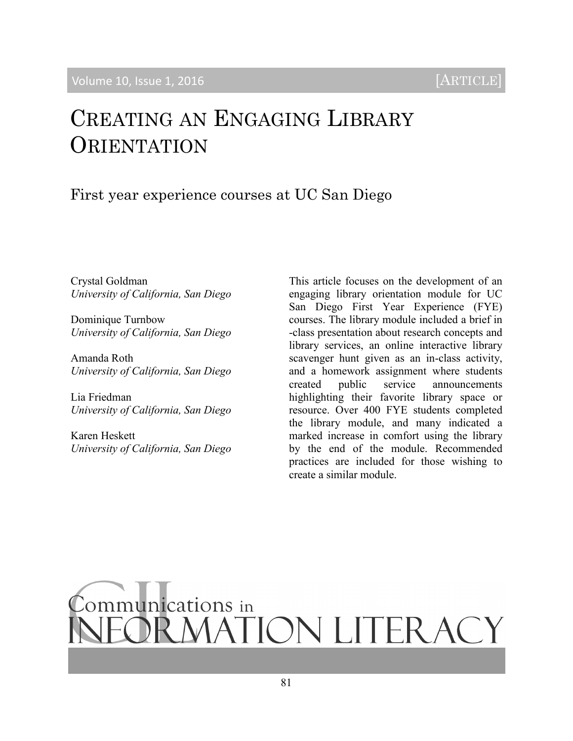# Creating an Engaging Library Orientation

## First year experience courses at UC San Diego

Crystal Goldman
*University of California, San Diego*

Dominique Turnbow
*University of California, San Diego*

Amanda Roth
*University of California, San Diego*

Lia Friedman
*University of California, San Diego*

Karen Heskett
*University of California, San Diego*

This article focuses on the development of an engaging library orientation module for UC San Diego First Year Experience (FYE) courses. The library module included a brief in-class presentation about research concepts and library services, an online interactive library scavenger hunt given as an in-class activity, and a homework assignment where students created public service announcements highlighting their favorite library space or resource. Over 400 FYE students completed the library module, and many indicated a marked increase in comfort using the library by the end of the module. Recommended practices are included for those wishing to create a similar module.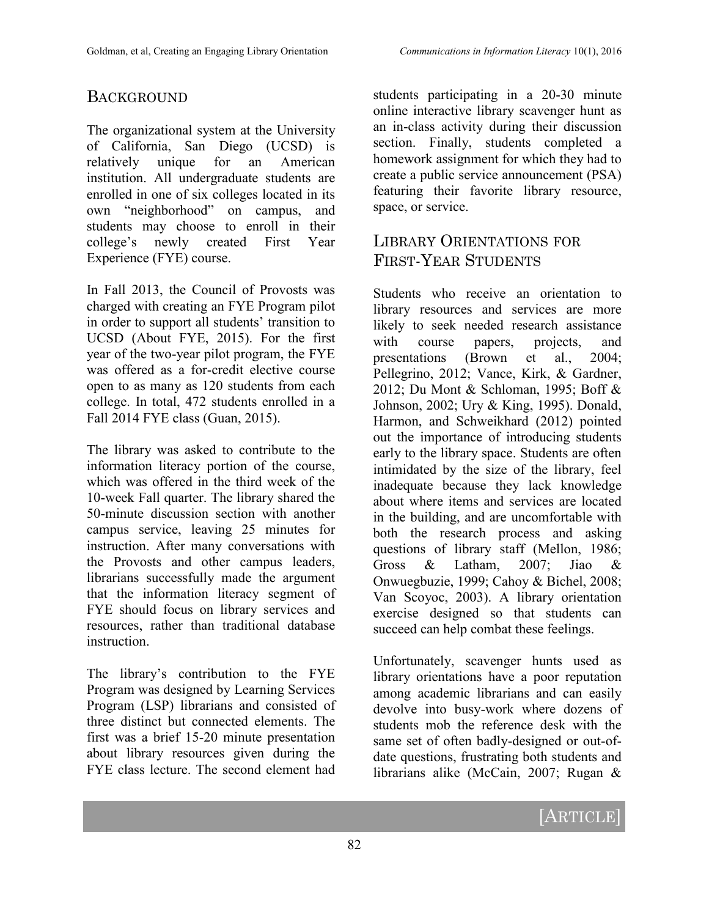## Background

The organizational system at the University of California, San Diego (UCSD) is relatively unique for an American institution. All undergraduate students are enrolled in one of six colleges located in its own "neighborhood" on campus, and students may choose to enroll in their college's newly created First Year Experience (FYE) course.

In Fall 2013, the Council of Provosts was charged with creating an FYE Program pilot in order to support all students' transition to UCSD (About FYE, 2015). For the first year of the two-year pilot program, the FYE was offered as a for-credit elective course open to as many as 120 students from each college. In total, 472 students enrolled in a Fall 2014 FYE class (Guan, 2015).

The library was asked to contribute to the information literacy portion of the course, which was offered in the third week of the 10-week Fall quarter. The library shared the 50-minute discussion section with another campus service, leaving 25 minutes for instruction. After many conversations with the Provosts and other campus leaders, librarians successfully made the argument that the information literacy segment of FYE should focus on library services and resources, rather than traditional database instruction.

The library's contribution to the FYE Program was designed by Learning Services Program (LSP) librarians and consisted of three distinct but connected elements. The first was a brief 15-20 minute presentation about library resources given during the FYE class lecture. The second element had students participating in a 20-30 minute online interactive library scavenger hunt as an in-class activity during their discussion section. Finally, students completed a homework assignment for which they had to create a public service announcement (PSA) featuring their favorite library resource, space, or service.

## Library Orientations for First-Year Students

Students who receive an orientation to library resources and services are more likely to seek needed research assistance with course papers, projects, and presentations (Brown et al., 2004; Pellegrino, 2012; Vance, Kirk, & Gardner, 2012; Du Mont & Schloman, 1995; Boff & Johnson, 2002; Ury & King, 1995). Donald, Harmon, and Schweikhard (2012) pointed out the importance of introducing students early to the library space. Students are often intimidated by the size of the library, feel inadequate because they lack knowledge about where items and services are located in the building, and are uncomfortable with both the research process and asking questions of library staff (Mellon, 1986; Gross & Latham, 2007; Jiao & Onwuegbuzie, 1999; Cahoy & Bichel, 2008; Van Scoyoc, 2003). A library orientation exercise designed so that students can succeed can help combat these feelings.

Unfortunately, scavenger hunts used as library orientations have a poor reputation among academic librarians and can easily devolve into busy-work where dozens of students mob the reference desk with the same set of often badly-designed or out-of-date questions, frustrating both students and librarians alike (McCain, 2007; Rugan &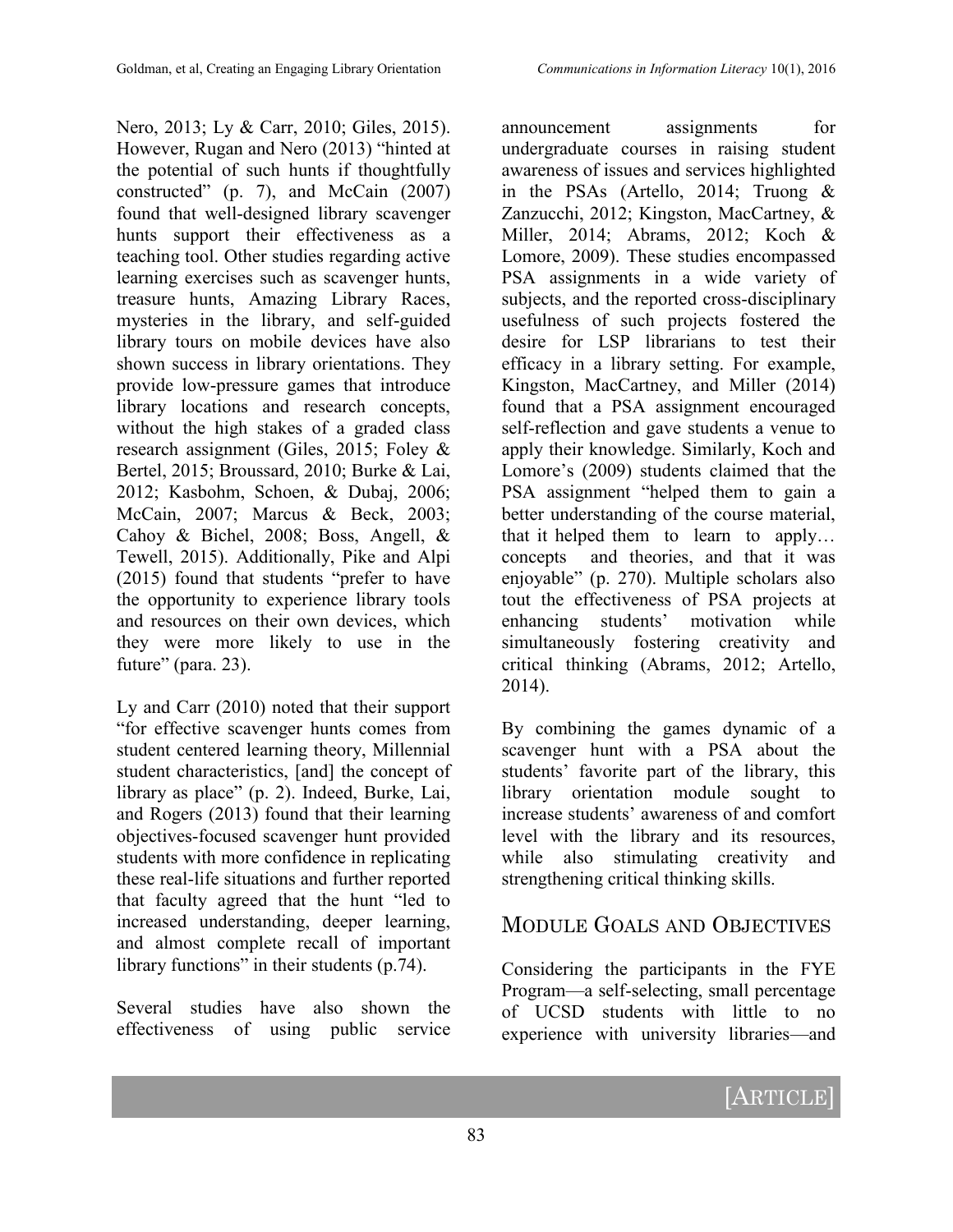Nero, 2013; Ly & Carr, 2010; Giles, 2015). However, Rugan and Nero (2013) "hinted at the potential of such hunts if thoughtfully constructed" (p. 7), and McCain (2007) found that well-designed library scavenger hunts support their effectiveness as a teaching tool. Other studies regarding active learning exercises such as scavenger hunts, treasure hunts, Amazing Library Races, mysteries in the library, and self-guided library tours on mobile devices have also shown success in library orientations. They provide low-pressure games that introduce library locations and research concepts, without the high stakes of a graded class research assignment (Giles, 2015; Foley & Bertel, 2015; Broussard, 2010; Burke & Lai, 2012; Kasbohm, Schoen, & Dubaj, 2006; McCain, 2007; Marcus & Beck, 2003; Cahoy & Bichel, 2008; Boss, Angell, & Tewell, 2015). Additionally, Pike and Alpi (2015) found that students "prefer to have the opportunity to experience library tools and resources on their own devices, which they were more likely to use in the future" (para. 23).

Ly and Carr (2010) noted that their support "for effective scavenger hunts comes from student centered learning theory, Millennial student characteristics, [and] the concept of library as place" (p. 2). Indeed, Burke, Lai, and Rogers (2013) found that their learning objectives-focused scavenger hunt provided students with more confidence in replicating these real-life situations and further reported that faculty agreed that the hunt "led to increased understanding, deeper learning, and almost complete recall of important library functions" in their students (p.74).

Several studies have also shown the effectiveness of using public service announcement assignments for undergraduate courses in raising student awareness of issues and services highlighted in the PSAs (Artello, 2014; Truong & Zanzucchi, 2012; Kingston, MacCartney, & Miller, 2014; Abrams, 2012; Koch & Lomore, 2009). These studies encompassed PSA assignments in a wide variety of subjects, and the reported cross-disciplinary usefulness of such projects fostered the desire for LSP librarians to test their efficacy in a library setting. For example, Kingston, MacCartney, and Miller (2014) found that a PSA assignment encouraged self-reflection and gave students a venue to apply their knowledge. Similarly, Koch and Lomore's (2009) students claimed that the PSA assignment "helped them to gain a better understanding of the course material, that it helped them to learn to apply… concepts and theories, and that it was enjoyable" (p. 270). Multiple scholars also tout the effectiveness of PSA projects at enhancing students' motivation while simultaneously fostering creativity and critical thinking (Abrams, 2012; Artello, 2014).

By combining the games dynamic of a scavenger hunt with a PSA about the students' favorite part of the library, this library orientation module sought to increase students' awareness of and comfort level with the library and its resources, while also stimulating creativity and strengthening critical thinking skills.

## Module Goals and Objectives

Considering the participants in the FYE Program—a self-selecting, small percentage of UCSD students with little to no experience with university libraries—and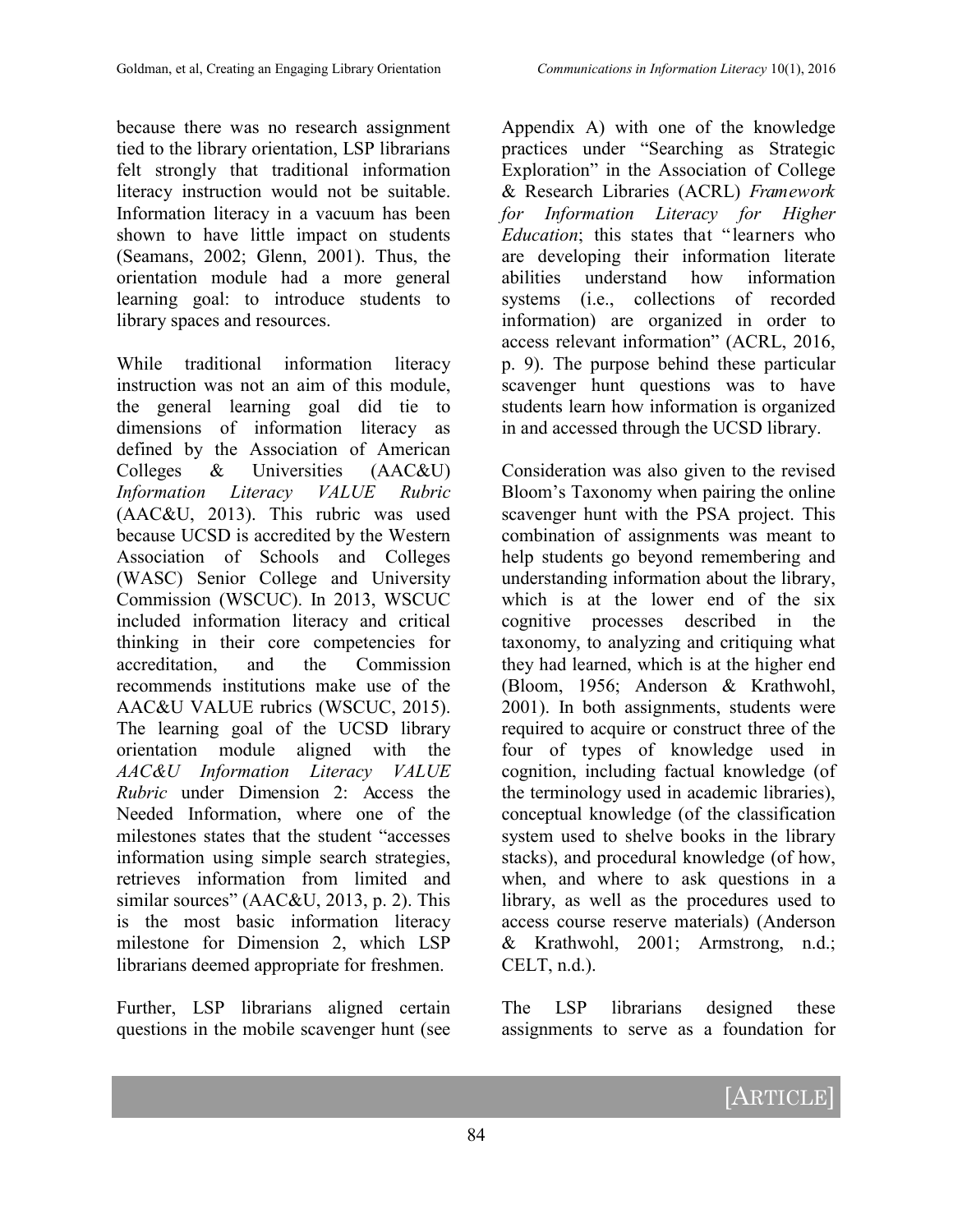because there was no research assignment tied to the library orientation, LSP librarians felt strongly that traditional information literacy instruction would not be suitable. Information literacy in a vacuum has been shown to have little impact on students (Seamans, 2002; Glenn, 2001). Thus, the orientation module had a more general learning goal: to introduce students to library spaces and resources.

While traditional information literacy instruction was not an aim of this module, the general learning goal did tie to dimensions of information literacy as defined by the Association of American Colleges & Universities (AAC&U) *Information Literacy VALUE Rubric* (AAC&U, 2013). This rubric was used because UCSD is accredited by the Western Association of Schools and Colleges (WASC) Senior College and University Commission (WSCUC). In 2013, WSCUC included information literacy and critical thinking in their core competencies for accreditation, and the Commission recommends institutions make use of the AAC&U VALUE rubrics (WSCUC, 2015). The learning goal of the UCSD library orientation module aligned with the *AAC&U Information Literacy VALUE Rubric* under Dimension 2: Access the Needed Information, where one of the milestones states that the student "accesses information using simple search strategies, retrieves information from limited and similar sources" (AAC&U, 2013, p. 2). This is the most basic information literacy milestone for Dimension 2, which LSP librarians deemed appropriate for freshmen.

Further, LSP librarians aligned certain questions in the mobile scavenger hunt (see Appendix A) with one of the knowledge practices under "Searching as Strategic Exploration" in the Association of College & Research Libraries (ACRL) *Framework for Information Literacy for Higher Education*; this states that "learners who are developing their information literate abilities understand how information systems (i.e., collections of recorded information) are organized in order to access relevant information" (ACRL, 2016, p. 9). The purpose behind these particular scavenger hunt questions was to have students learn how information is organized in and accessed through the UCSD library.

Consideration was also given to the revised Bloom's Taxonomy when pairing the online scavenger hunt with the PSA project. This combination of assignments was meant to help students go beyond remembering and understanding information about the library, which is at the lower end of the six cognitive processes described in the taxonomy, to analyzing and critiquing what they had learned, which is at the higher end (Bloom, 1956; Anderson & Krathwohl, 2001). In both assignments, students were required to acquire or construct three of the four of types of knowledge used in cognition, including factual knowledge (of the terminology used in academic libraries), conceptual knowledge (of the classification system used to shelve books in the library stacks), and procedural knowledge (of how, when, and where to ask questions in a library, as well as the procedures used to access course reserve materials) (Anderson & Krathwohl, 2001; Armstrong, n.d.; CELT, n.d.).

The LSP librarians designed these assignments to serve as a foundation for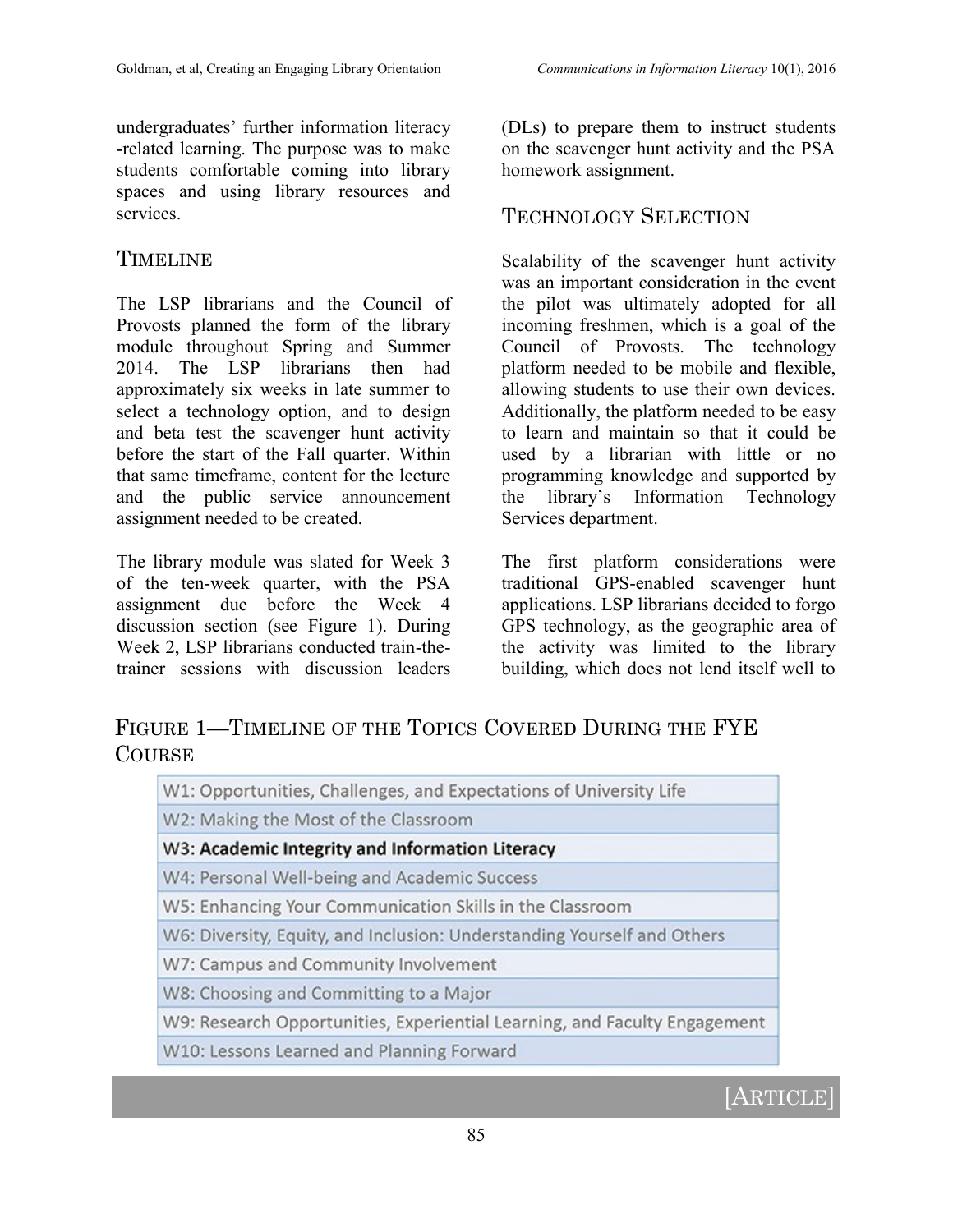undergraduates' further information literacy -related learning. The purpose was to make students comfortable coming into library spaces and using library resources and services.

## Timeline

The LSP librarians and the Council of Provosts planned the form of the library module throughout Spring and Summer 2014. The LSP librarians then had approximately six weeks in late summer to select a technology option, and to design and beta test the scavenger hunt activity before the start of the Fall quarter. Within that same timeframe, content for the lecture and the public service announcement assignment needed to be created.

The library module was slated for Week 3 of the ten-week quarter, with the PSA assignment due before the Week 4 discussion section (see Figure 1). During Week 2, LSP librarians conducted train-the-trainer sessions with discussion leaders (DLs) to prepare them to instruct students on the scavenger hunt activity and the PSA homework assignment.

## Technology Selection

Scalability of the scavenger hunt activity was an important consideration in the event the pilot was ultimately adopted for all incoming freshmen, which is a goal of the Council of Provosts. The technology platform needed to be mobile and flexible, allowing students to use their own devices. Additionally, the platform needed to be easy to learn and maintain so that it could be used by a librarian with little or no programming knowledge and supported by the library's Information Technology Services department.

The first platform considerations were traditional GPS-enabled scavenger hunt applications. LSP librarians decided to forgo GPS technology, as the geographic area of the activity was limited to the library building, which does not lend itself well to

## Figure 1—Timeline of the Topics Covered During the FYE Course

| |
|---|
| W1: Opportunities, Challenges, and Expectations of University Life |
| W2: Making the Most of the Classroom |
| W3: **Academic Integrity and Information Literacy** |
| W4: Personal Well-being and Academic Success |
| W5: Enhancing Your Communication Skills in the Classroom |
| W6: Diversity, Equity, and Inclusion: Understanding Yourself and Others |
| W7: Campus and Community Involvement |
| W8: Choosing and Committing to a Major |
| W9: Research Opportunities, Experiential Learning, and Faculty Engagement |
| W10: Lessons Learned and Planning Forward |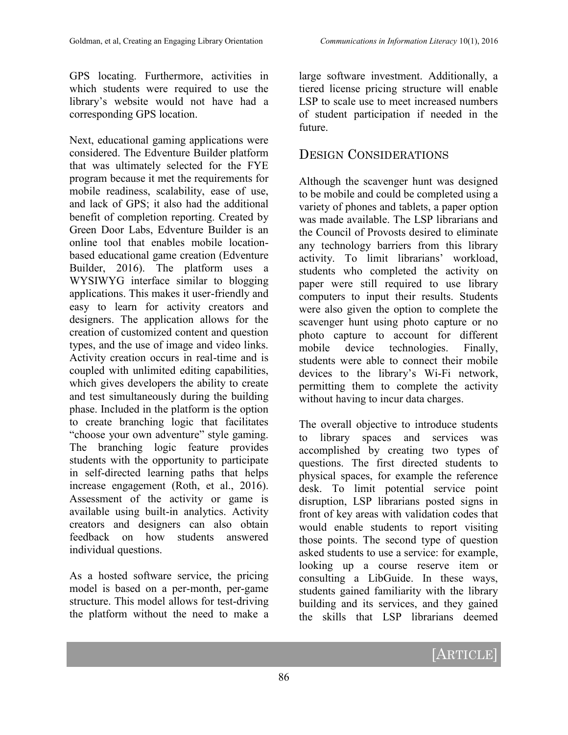GPS locating. Furthermore, activities in which students were required to use the library's website would not have had a corresponding GPS location.

Next, educational gaming applications were considered. The Edventure Builder platform that was ultimately selected for the FYE program because it met the requirements for mobile readiness, scalability, ease of use, and lack of GPS; it also had the additional benefit of completion reporting. Created by Green Door Labs, Edventure Builder is an online tool that enables mobile location-based educational game creation (Edventure Builder, 2016). The platform uses a WYSIWYG interface similar to blogging applications. This makes it user-friendly and easy to learn for activity creators and designers. The application allows for the creation of customized content and question types, and the use of image and video links. Activity creation occurs in real-time and is coupled with unlimited editing capabilities, which gives developers the ability to create and test simultaneously during the building phase. Included in the platform is the option to create branching logic that facilitates "choose your own adventure" style gaming. The branching logic feature provides students with the opportunity to participate in self-directed learning paths that helps increase engagement (Roth, et al., 2016). Assessment of the activity or game is available using built-in analytics. Activity creators and designers can also obtain feedback on how students answered individual questions.

As a hosted software service, the pricing model is based on a per-month, per-game structure. This model allows for test-driving the platform without the need to make a large software investment. Additionally, a tiered license pricing structure will enable LSP to scale use to meet increased numbers of student participation if needed in the future.

## Design Considerations

Although the scavenger hunt was designed to be mobile and could be completed using a variety of phones and tablets, a paper option was made available. The LSP librarians and the Council of Provosts desired to eliminate any technology barriers from this library activity. To limit librarians' workload, students who completed the activity on paper were still required to use library computers to input their results. Students were also given the option to complete the scavenger hunt using photo capture or no photo capture to account for different mobile device technologies. Finally, students were able to connect their mobile devices to the library's Wi-Fi network, permitting them to complete the activity without having to incur data charges.

The overall objective to introduce students to library spaces and services was accomplished by creating two types of questions. The first directed students to physical spaces, for example the reference desk. To limit potential service point disruption, LSP librarians posted signs in front of key areas with validation codes that would enable students to report visiting those points. The second type of question asked students to use a service: for example, looking up a course reserve item or consulting a LibGuide. In these ways, students gained familiarity with the library building and its services, and they gained the skills that LSP librarians deemed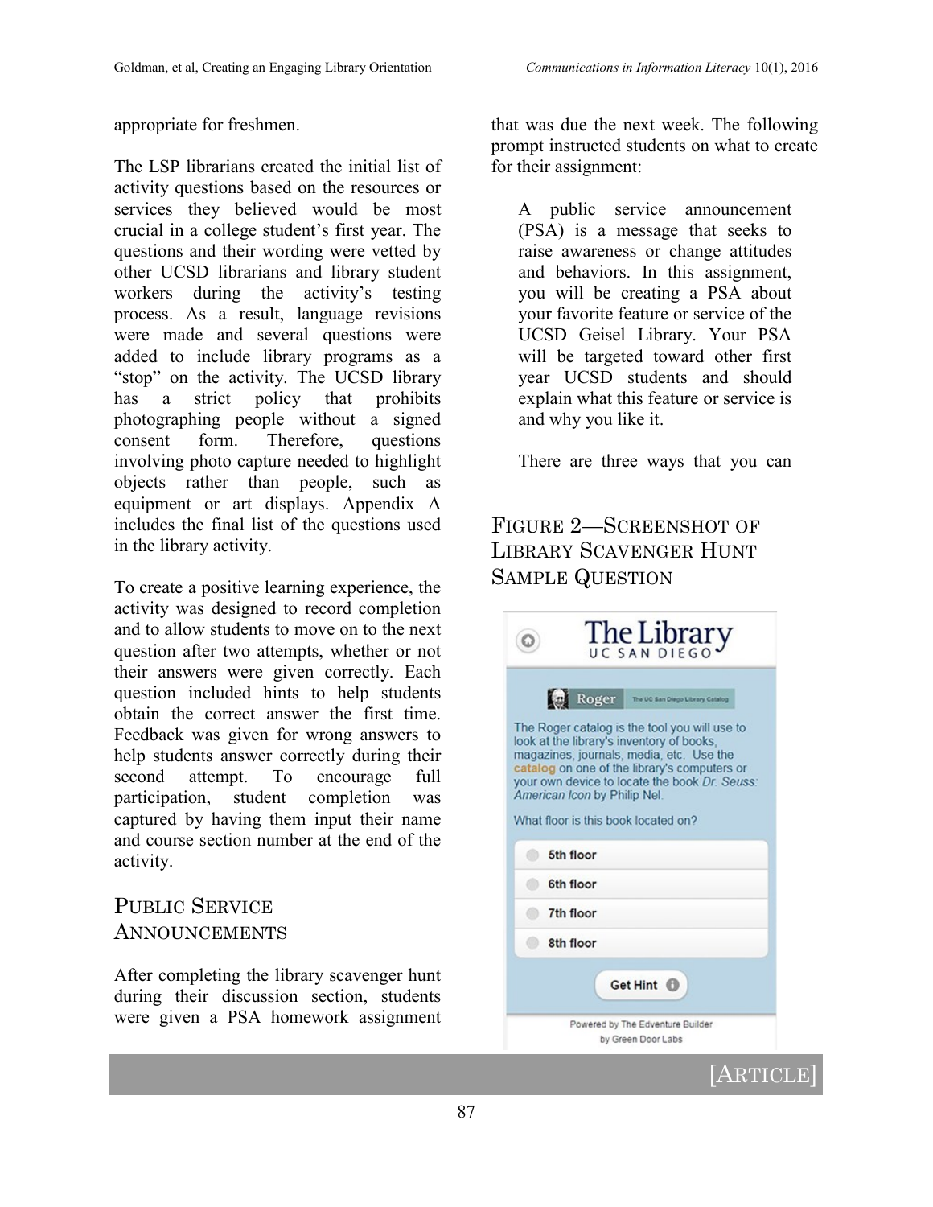appropriate for freshmen.

The LSP librarians created the initial list of activity questions based on the resources or services they believed would be most crucial in a college student's first year. The questions and their wording were vetted by other UCSD librarians and library student workers during the activity's testing process. As a result, language revisions were made and several questions were added to include library programs as a "stop" on the activity. The UCSD library has a strict policy that prohibits photographing people without a signed consent form. Therefore, questions involving photo capture needed to highlight objects rather than people, such as equipment or art displays. Appendix A includes the final list of the questions used in the library activity.

To create a positive learning experience, the activity was designed to record completion and to allow students to move on to the next question after two attempts, whether or not their answers were given correctly. Each question included hints to help students obtain the correct answer the first time. Feedback was given for wrong answers to help students answer correctly during their second attempt. To encourage full participation, student completion was captured by having them input their name and course section number at the end of the activity.

## Public Service Announcements

After completing the library scavenger hunt during their discussion section, students were given a PSA homework assignment that was due the next week. The following prompt instructed students on what to create for their assignment:

> A public service announcement (PSA) is a message that seeks to raise awareness or change attitudes and behaviors. In this assignment, you will be creating a PSA about your favorite feature or service of the UCSD Geisel Library. Your PSA will be targeted toward other first year UCSD students and should explain what this feature or service is and why you like it.
>
> There are three ways that you can

Figure 2—Screenshot of Library Scavenger Hunt Sample Question

The Library UC SAN DIEGO

Roger The UC San Diego Library Catalog

The Roger catalog is the tool you will use to look at the library's inventory of books, magazines, journals, media, etc. Use the catalog on one of the library's computers or your own device to locate the book *Dr. Seuss: American Icon* by Philip Nel.

What floor is this book located on?

- 5th floor
- 6th floor
- 7th floor
- 8th floor

Get Hint

Powered by The Edventure Builder by Green Door Labs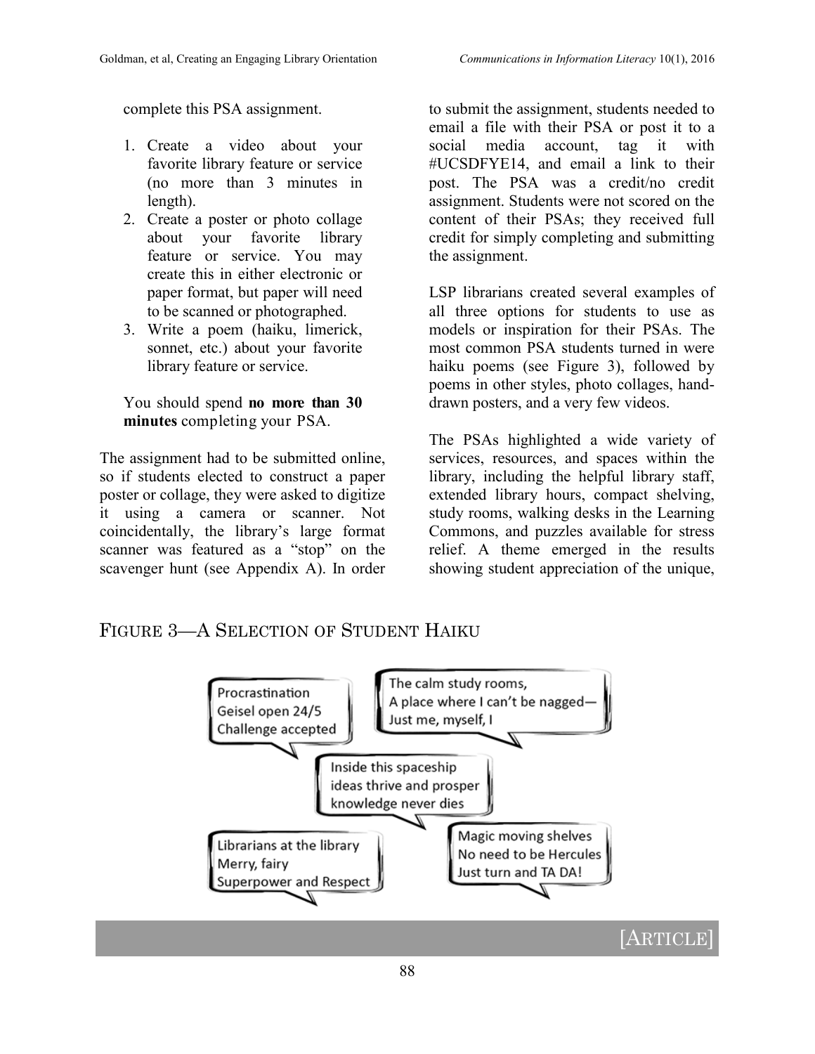complete this PSA assignment.

1. Create a video about your favorite library feature or service (no more than 3 minutes in length).
2. Create a poster or photo collage about your favorite library feature or service. You may create this in either electronic or paper format, but paper will need to be scanned or photographed.
3. Write a poem (haiku, limerick, sonnet, etc.) about your favorite library feature or service.

You should spend **no more than 30 minutes** completing your PSA.

The assignment had to be submitted online, so if students elected to construct a paper poster or collage, they were asked to digitize it using a camera or scanner. Not coincidentally, the library's large format scanner was featured as a "stop" on the scavenger hunt (see Appendix A). In order to submit the assignment, students needed to email a file with their PSA or post it to a social media account, tag it with #UCSDFYE14, and email a link to their post. The PSA was a credit/no credit assignment. Students were not scored on the content of their PSAs; they received full credit for simply completing and submitting the assignment.

LSP librarians created several examples of all three options for students to use as models or inspiration for their PSAs. The most common PSA students turned in were haiku poems (see Figure 3), followed by poems in other styles, photo collages, hand-drawn posters, and a very few videos.

The PSAs highlighted a wide variety of services, resources, and spaces within the library, including the helpful library staff, extended library hours, compact shelving, study rooms, walking desks in the Learning Commons, and puzzles available for stress relief. A theme emerged in the results showing student appreciation of the unique,

## Figure 3—A Selection of Student Haiku

Procrastination
Geisel open 24/5
Challenge accepted

The calm study rooms,
A place where I can't be nagged—
Just me, myself, I

Inside this spaceship
ideas thrive and prosper
knowledge never dies

Librarians at the library
Merry, fairy
Superpower and Respect

Magic moving shelves
No need to be Hercules
Just turn and TA DA!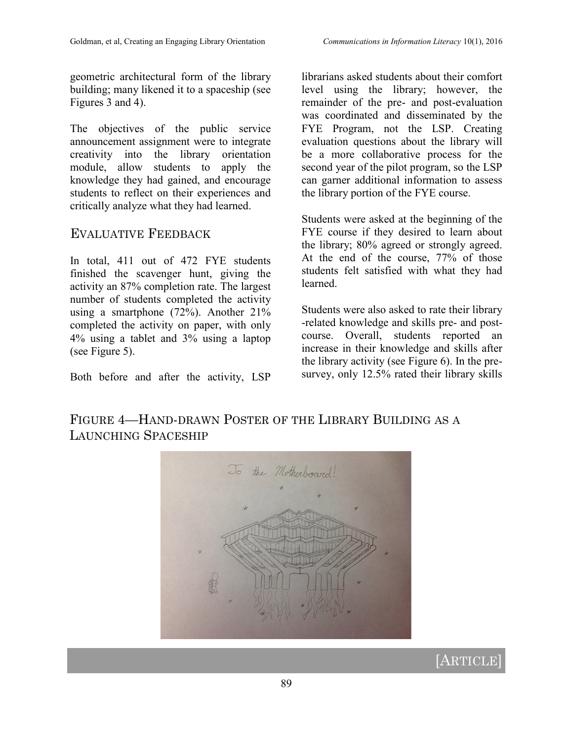geometric architectural form of the library building; many likened it to a spaceship (see Figures 3 and 4).

The objectives of the public service announcement assignment were to integrate creativity into the library orientation module, allow students to apply the knowledge they had gained, and encourage students to reflect on their experiences and critically analyze what they had learned.

## Evaluative Feedback

In total, 411 out of 472 FYE students finished the scavenger hunt, giving the activity an 87% completion rate. The largest number of students completed the activity using a smartphone (72%). Another 21% completed the activity on paper, with only 4% using a tablet and 3% using a laptop (see Figure 5).

Both before and after the activity, LSP librarians asked students about their comfort level using the library; however, the remainder of the pre- and post-evaluation was coordinated and disseminated by the FYE Program, not the LSP. Creating evaluation questions about the library will be a more collaborative process for the second year of the pilot program, so the LSP can garner additional information to assess the library portion of the FYE course.

Students were asked at the beginning of the FYE course if they desired to learn about the library; 80% agreed or strongly agreed. At the end of the course, 77% of those students felt satisfied with what they had learned.

Students were also asked to rate their library -related knowledge and skills pre- and post-course. Overall, students reported an increase in their knowledge and skills after the library activity (see Figure 6). In the pre-survey, only 12.5% rated their library skills

## Figure 4—Hand-drawn Poster of the Library Building as a Launching Spaceship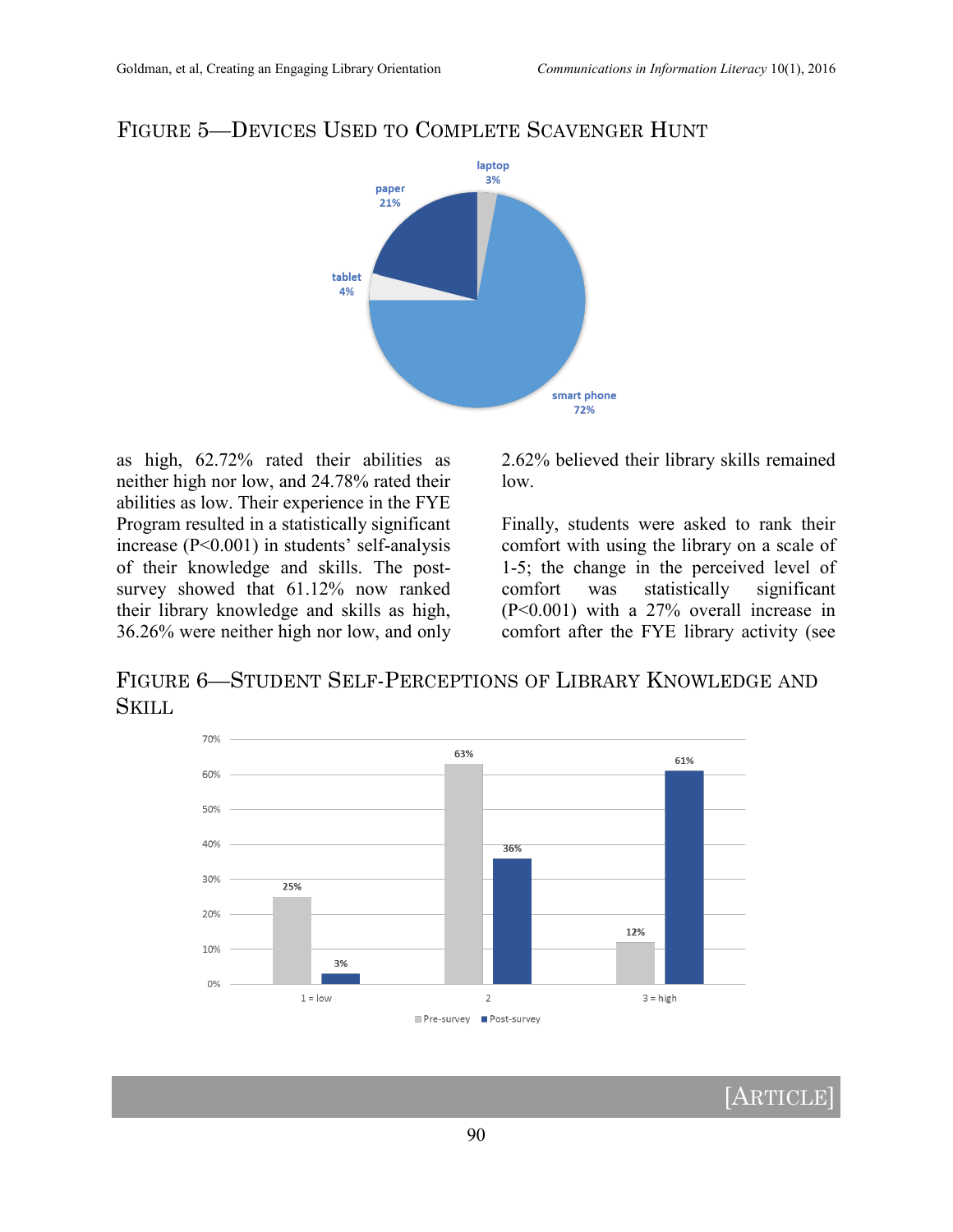## Figure 5—Devices Used to Complete Scavenger Hunt

as high, 62.72% rated their abilities as neither high nor low, and 24.78% rated their abilities as low. Their experience in the FYE Program resulted in a statistically significant increase (P<0.001) in students' self-analysis of their knowledge and skills. The post-survey showed that 61.12% now ranked their library knowledge and skills as high, 36.26% were neither high nor low, and only 2.62% believed their library skills remained low.

Finally, students were asked to rank their comfort with using the library on a scale of 1-5; the change in the perceived level of comfort was statistically significant (P<0.001) with a 27% overall increase in comfort after the FYE library activity (see

## Figure 6—Student Self-Perceptions of Library Knowledge and Skill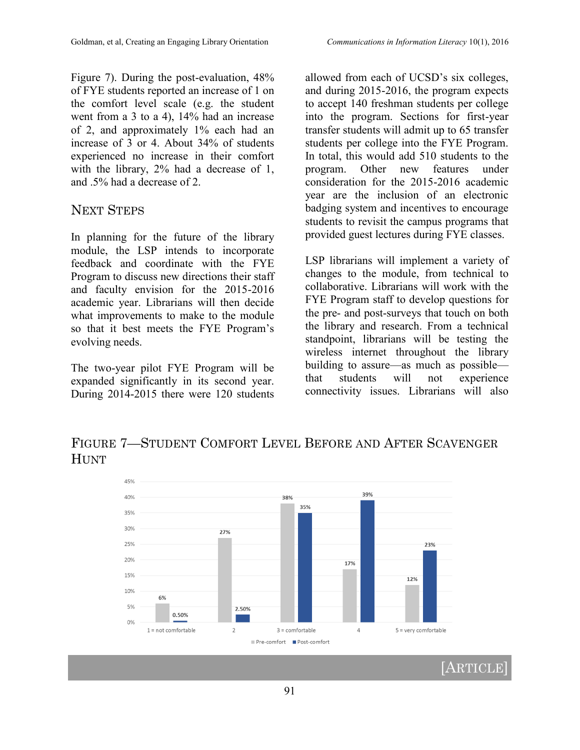Figure 7). During the post-evaluation, 48% of FYE students reported an increase of 1 on the comfort level scale (e.g. the student went from a 3 to a 4), 14% had an increase of 2, and approximately 1% each had an increase of 3 or 4. About 34% of students experienced no increase in their comfort with the library, 2% had a decrease of 1, and .5% had a decrease of 2.

## Next Steps

In planning for the future of the library module, the LSP intends to incorporate feedback and coordinate with the FYE Program to discuss new directions their staff and faculty envision for the 2015-2016 academic year. Librarians will then decide what improvements to make to the module so that it best meets the FYE Program's evolving needs.

The two-year pilot FYE Program will be expanded significantly in its second year. During 2014-2015 there were 120 students allowed from each of UCSD's six colleges, and during 2015-2016, the program expects to accept 140 freshman students per college into the program. Sections for first-year transfer students will admit up to 65 transfer students per college into the FYE Program. In total, this would add 510 students to the program. Other new features under consideration for the 2015-2016 academic year are the inclusion of an electronic badging system and incentives to encourage students to revisit the campus programs that provided guest lectures during FYE classes.

LSP librarians will implement a variety of changes to the module, from technical to collaborative. Librarians will work with the FYE Program staff to develop questions for the pre- and post-surveys that touch on both the library and research. From a technical standpoint, librarians will be testing the wireless internet throughout the library building to assure—as much as possible—that students will not experience connectivity issues. Librarians will also

## Figure 7—Student Comfort Level Before and After Scavenger Hunt

| Comfort level | Pre-comfort | Post-comfort |
|---|---|---|
| 1 = not comfortable | 6% | 0.50% |
| 2 | 27% | 2.50% |
| 3 = comfortable | 38% | 35% |
| 4 | 17% | 39% |
| 5 = very comfortable | 12% | 23% |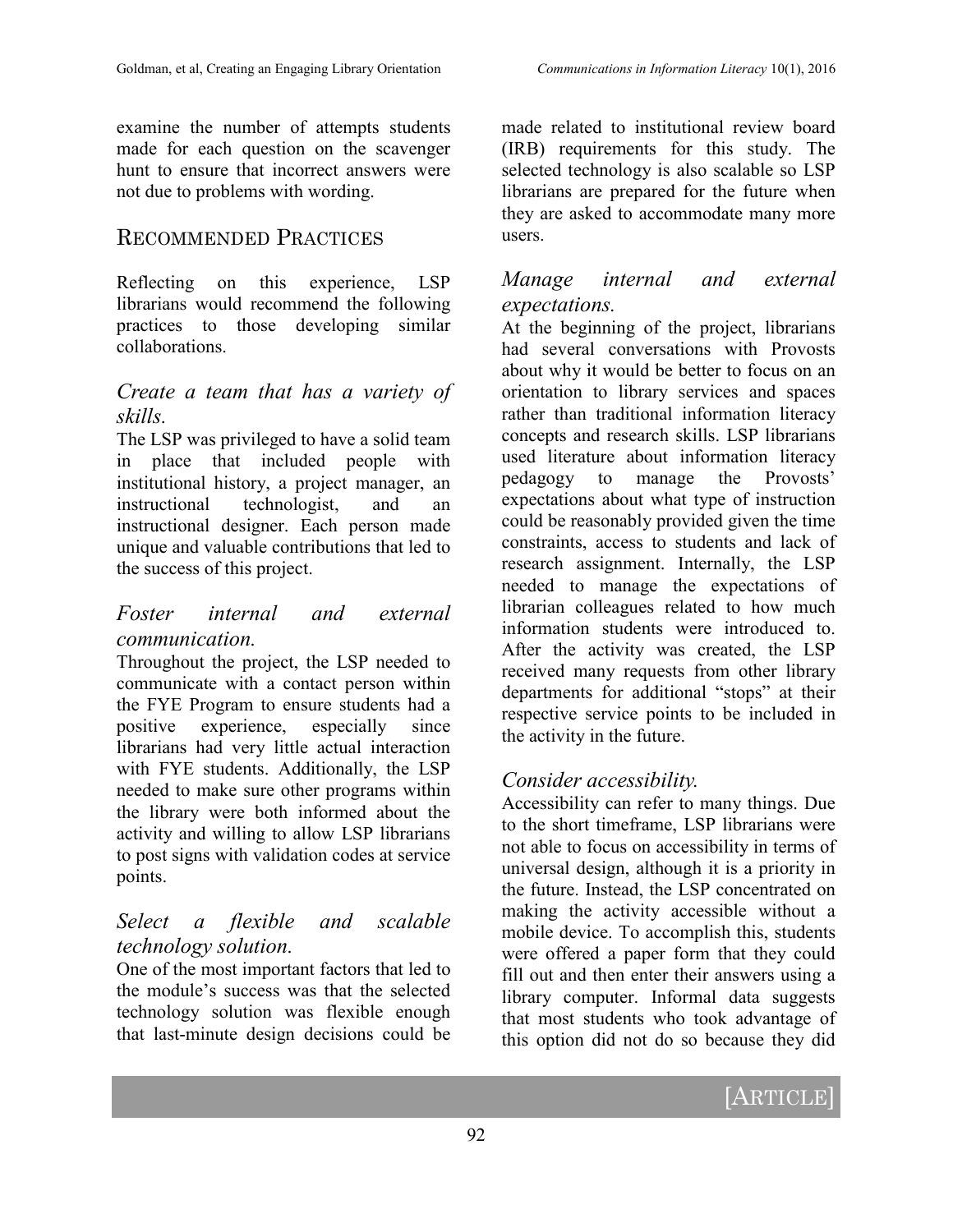examine the number of attempts students made for each question on the scavenger hunt to ensure that incorrect answers were not due to problems with wording.

## Recommended Practices

Reflecting on this experience, LSP librarians would recommend the following practices to those developing similar collaborations.

### *Create a team that has a variety of skills.*

The LSP was privileged to have a solid team in place that included people with institutional history, a project manager, an instructional technologist, and an instructional designer. Each person made unique and valuable contributions that led to the success of this project.

### *Foster internal and external communication.*

Throughout the project, the LSP needed to communicate with a contact person within the FYE Program to ensure students had a positive experience, especially since librarians had very little actual interaction with FYE students. Additionally, the LSP needed to make sure other programs within the library were both informed about the activity and willing to allow LSP librarians to post signs with validation codes at service points.

### *Select a flexible and scalable technology solution.*

One of the most important factors that led to the module's success was that the selected technology solution was flexible enough that last-minute design decisions could be made related to institutional review board (IRB) requirements for this study. The selected technology is also scalable so LSP librarians are prepared for the future when they are asked to accommodate many more users.

### *Manage internal and external expectations.*

At the beginning of the project, librarians had several conversations with Provosts about why it would be better to focus on an orientation to library services and spaces rather than traditional information literacy concepts and research skills. LSP librarians used literature about information literacy pedagogy to manage the Provosts' expectations about what type of instruction could be reasonably provided given the time constraints, access to students and lack of research assignment. Internally, the LSP needed to manage the expectations of librarian colleagues related to how much information students were introduced to. After the activity was created, the LSP received many requests from other library departments for additional "stops" at their respective service points to be included in the activity in the future.

### *Consider accessibility.*

Accessibility can refer to many things. Due to the short timeframe, LSP librarians were not able to focus on accessibility in terms of universal design, although it is a priority in the future. Instead, the LSP concentrated on making the activity accessible without a mobile device. To accomplish this, students were offered a paper form that they could fill out and then enter their answers using a library computer. Informal data suggests that most students who took advantage of this option did not do so because they did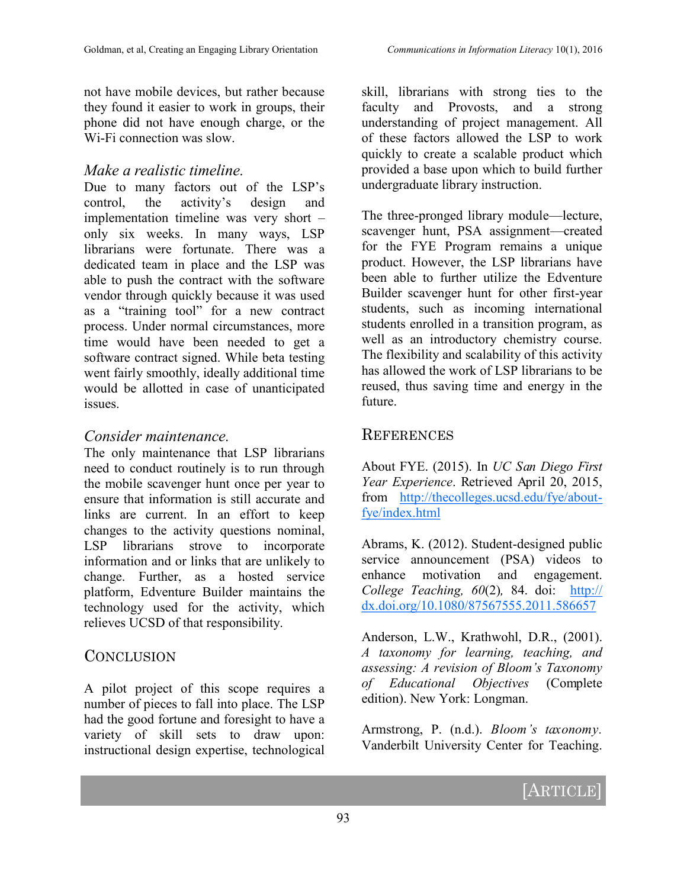not have mobile devices, but rather because they found it easier to work in groups, their phone did not have enough charge, or the Wi-Fi connection was slow.

*Make a realistic timeline.*

Due to many factors out of the LSP's control, the activity's design and implementation timeline was very short – only six weeks. In many ways, LSP librarians were fortunate. There was a dedicated team in place and the LSP was able to push the contract with the software vendor through quickly because it was used as a "training tool" for a new contract process. Under normal circumstances, more time would have been needed to get a software contract signed. While beta testing went fairly smoothly, ideally additional time would be allotted in case of unanticipated issues.

*Consider maintenance.*

The only maintenance that LSP librarians need to conduct routinely is to run through the mobile scavenger hunt once per year to ensure that information is still accurate and links are current. In an effort to keep changes to the activity questions nominal, LSP librarians strove to incorporate information and or links that are unlikely to change. Further, as a hosted service platform, Edventure Builder maintains the technology used for the activity, which relieves UCSD of that responsibility.

## Conclusion

A pilot project of this scope requires a number of pieces to fall into place. The LSP had the good fortune and foresight to have a variety of skill sets to draw upon: instructional design expertise, technological skill, librarians with strong ties to the faculty and Provosts, and a strong understanding of project management. All of these factors allowed the LSP to work quickly to create a scalable product which provided a base upon which to build further undergraduate library instruction.

The three-pronged library module—lecture, scavenger hunt, PSA assignment—created for the FYE Program remains a unique product. However, the LSP librarians have been able to further utilize the Edventure Builder scavenger hunt for other first-year students, such as incoming international students enrolled in a transition program, as well as an introductory chemistry course. The flexibility and scalability of this activity has allowed the work of LSP librarians to be reused, thus saving time and energy in the future.

## References

About FYE. (2015). In *UC San Diego First Year Experience*. Retrieved April 20, 2015, from http://thecolleges.ucsd.edu/fye/about-fye/index.html

Abrams, K. (2012). Student-designed public service announcement (PSA) videos to enhance motivation and engagement. *College Teaching, 60*(2)*,* 84. doi: http://dx.doi.org/10.1080/87567555.2011.586657

Anderson, L.W., Krathwohl, D.R., (2001). *A taxonomy for learning, teaching, and assessing: A revision of Bloom's Taxonomy of Educational Objectives* (Complete edition). New York: Longman.

Armstrong, P. (n.d.). *Bloom's taxonomy*. Vanderbilt University Center for Teaching.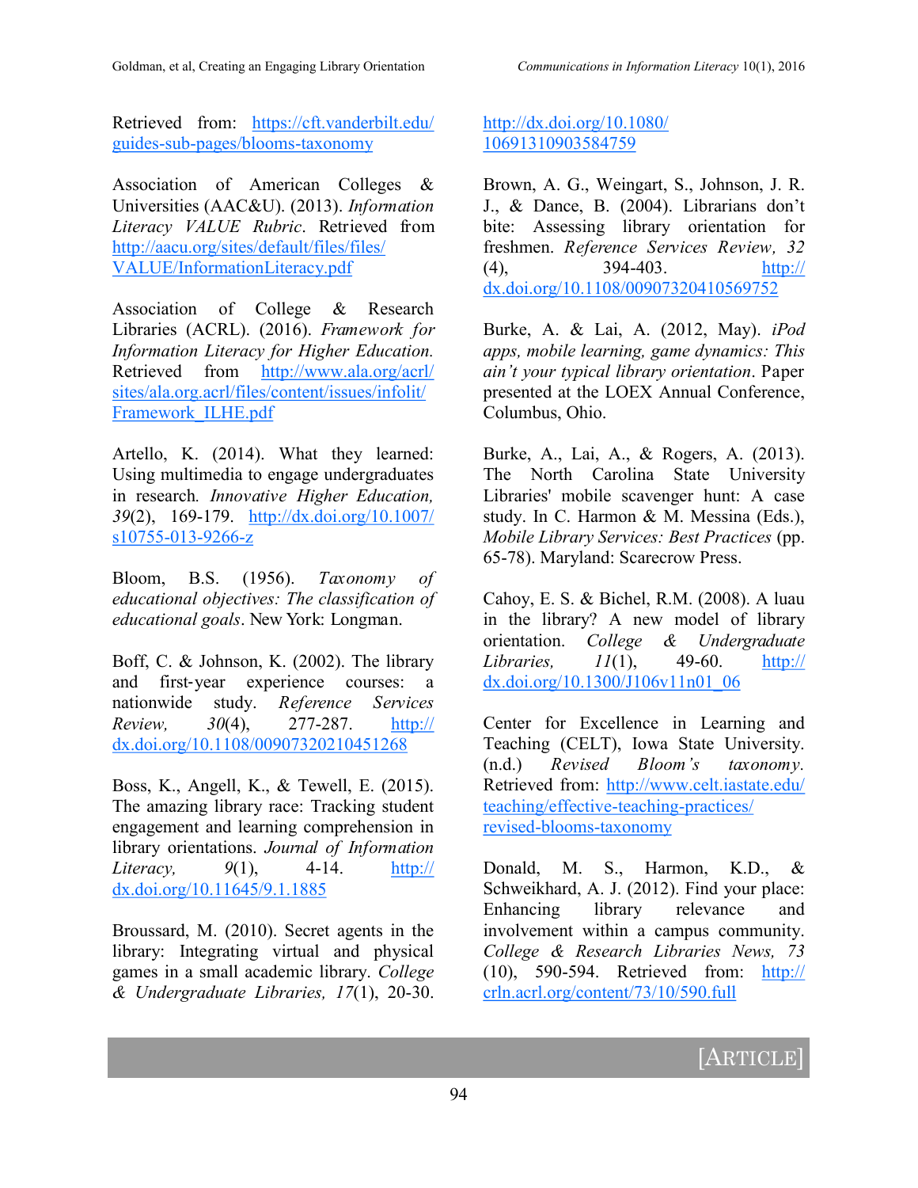Retrieved from: https://cft.vanderbilt.edu/guides-sub-pages/blooms-taxonomy

Association of American Colleges & Universities (AAC&U). (2013). *Information Literacy VALUE Rubric*. Retrieved from http://aacu.org/sites/default/files/files/VALUE/InformationLiteracy.pdf

Association of College & Research Libraries (ACRL). (2016). *Framework for Information Literacy for Higher Education*. Retrieved from http://www.ala.org/acrl/sites/ala.org.acrl/files/content/issues/infolit/Framework_ILHE.pdf

Artello, K. (2014). What they learned: Using multimedia to engage undergraduates in research. *Innovative Higher Education, 39*(2), 169-179. http://dx.doi.org/10.1007/s10755-013-9266-z

Bloom, B.S. (1956). *Taxonomy of educational objectives: The classification of educational goals*. New York: Longman.

Boff, C. & Johnson, K. (2002). The library and first-year experience courses: a nationwide study. *Reference Services Review, 30*(4), 277-287. http://dx.doi.org/10.1108/00907320210451268

Boss, K., Angell, K., & Tewell, E. (2015). The amazing library race: Tracking student engagement and learning comprehension in library orientations. *Journal of Information Literacy, 9*(1), 4-14. http://dx.doi.org/10.11645/9.1.1885

Broussard, M. (2010). Secret agents in the library: Integrating virtual and physical games in a small academic library. *College & Undergraduate Libraries, 17*(1), 20-30. http://dx.doi.org/10.1080/10691310903584759

Brown, A. G., Weingart, S., Johnson, J. R. J., & Dance, B. (2004). Librarians don't bite: Assessing library orientation for freshmen. *Reference Services Review, 32*(4), 394-403. http://dx.doi.org/10.1108/00907320410569752

Burke, A. & Lai, A. (2012, May). *iPod apps, mobile learning, game dynamics: This ain't your typical library orientation*. Paper presented at the LOEX Annual Conference, Columbus, Ohio.

Burke, A., Lai, A., & Rogers, A. (2013). The North Carolina State University Libraries' mobile scavenger hunt: A case study. In C. Harmon & M. Messina (Eds.), *Mobile Library Services: Best Practices* (pp. 65-78). Maryland: Scarecrow Press.

Cahoy, E. S. & Bichel, R.M. (2008). A luau in the library? A new model of library orientation. *College & Undergraduate Libraries, 11*(1), 49-60. http://dx.doi.org/10.1300/J106v11n01_06

Center for Excellence in Learning and Teaching (CELT), Iowa State University. (n.d.) *Revised Bloom's taxonomy*. Retrieved from: http://www.celt.iastate.edu/teaching/effective-teaching-practices/revised-blooms-taxonomy

Donald, M. S., Harmon, K.D., & Schweikhard, A. J. (2012). Find your place: Enhancing library relevance and involvement within a campus community. *College & Research Libraries News, 73*(10), 590-594. Retrieved from: http://crln.acrl.org/content/73/10/590.full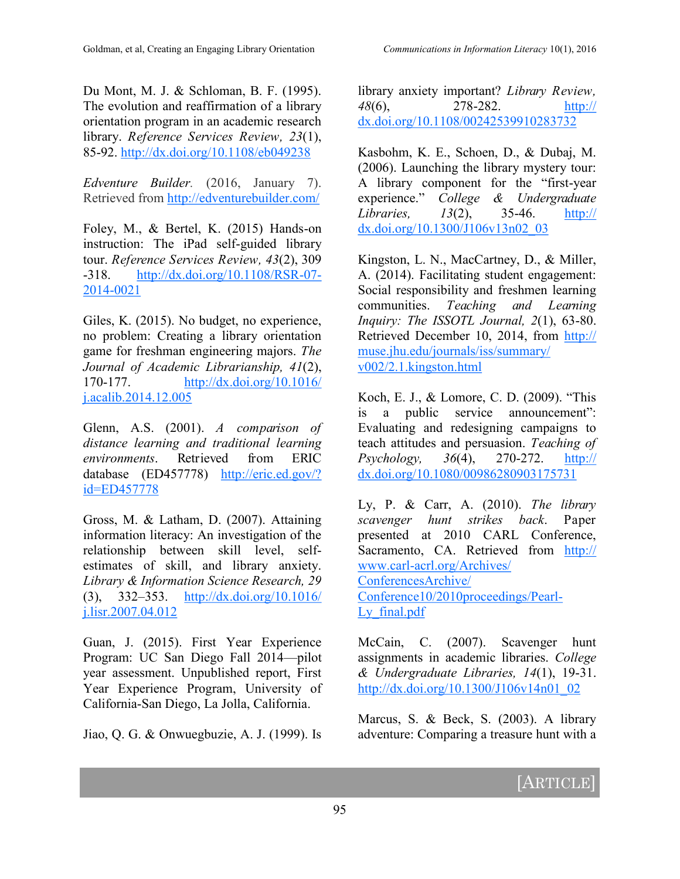Du Mont, M. J. & Schloman, B. F. (1995). The evolution and reaffirmation of a library orientation program in an academic research library. *Reference Services Review, 23*(1), 85-92. http://dx.doi.org/10.1108/eb049238

*Edventure Builder.* (2016, January 7). Retrieved from http://edventurebuilder.com/

Foley, M., & Bertel, K. (2015) Hands-on instruction: The iPad self-guided library tour. *Reference Services Review, 43*(2), 309-318. http://dx.doi.org/10.1108/RSR-07-2014-0021

Giles, K. (2015). No budget, no experience, no problem: Creating a library orientation game for freshman engineering majors. *The Journal of Academic Librarianship, 41*(2), 170-177. http://dx.doi.org/10.1016/j.acalib.2014.12.005

Glenn, A.S. (2001). *A comparison of distance learning and traditional learning environments*. Retrieved from ERIC database (ED457778) http://eric.ed.gov/?id=ED457778

Gross, M. & Latham, D. (2007). Attaining information literacy: An investigation of the relationship between skill level, self-estimates of skill, and library anxiety. *Library & Information Science Research, 29*(3), 332–353. http://dx.doi.org/10.1016/j.lisr.2007.04.012

Guan, J. (2015). First Year Experience Program: UC San Diego Fall 2014—pilot year assessment. Unpublished report, First Year Experience Program, University of California-San Diego, La Jolla, California.

Jiao, Q. G. & Onwuegbuzie, A. J. (1999). Is library anxiety important? *Library Review, 48*(6), 278-282. http://dx.doi.org/10.1108/00242539910283732

Kasbohm, K. E., Schoen, D., & Dubaj, M. (2006). Launching the library mystery tour: A library component for the "first-year experience." *College & Undergraduate Libraries, 13*(2), 35-46. http://dx.doi.org/10.1300/J106v13n02_03

Kingston, L. N., MacCartney, D., & Miller, A. (2014). Facilitating student engagement: Social responsibility and freshmen learning communities. *Teaching and Learning Inquiry: The ISSOTL Journal, 2*(1), 63-80. Retrieved December 10, 2014, from http://muse.jhu.edu/journals/iss/summary/v002/2.1.kingston.html

Koch, E. J., & Lomore, C. D. (2009). "This is a public service announcement": Evaluating and redesigning campaigns to teach attitudes and persuasion. *Teaching of Psychology, 36*(4), 270-272. http://dx.doi.org/10.1080/00986280903175731

Ly, P. & Carr, A. (2010). *The library scavenger hunt strikes back*. Paper presented at 2010 CARL Conference, Sacramento, CA. Retrieved from http://www.carl-acrl.org/Archives/ConferencesArchive/Conference10/2010proceedings/Pearl-Ly_final.pdf

McCain, C. (2007). Scavenger hunt assignments in academic libraries. *College & Undergraduate Libraries, 14*(1), 19-31. http://dx.doi.org/10.1300/J106v14n01_02

Marcus, S. & Beck, S. (2003). A library adventure: Comparing a treasure hunt with a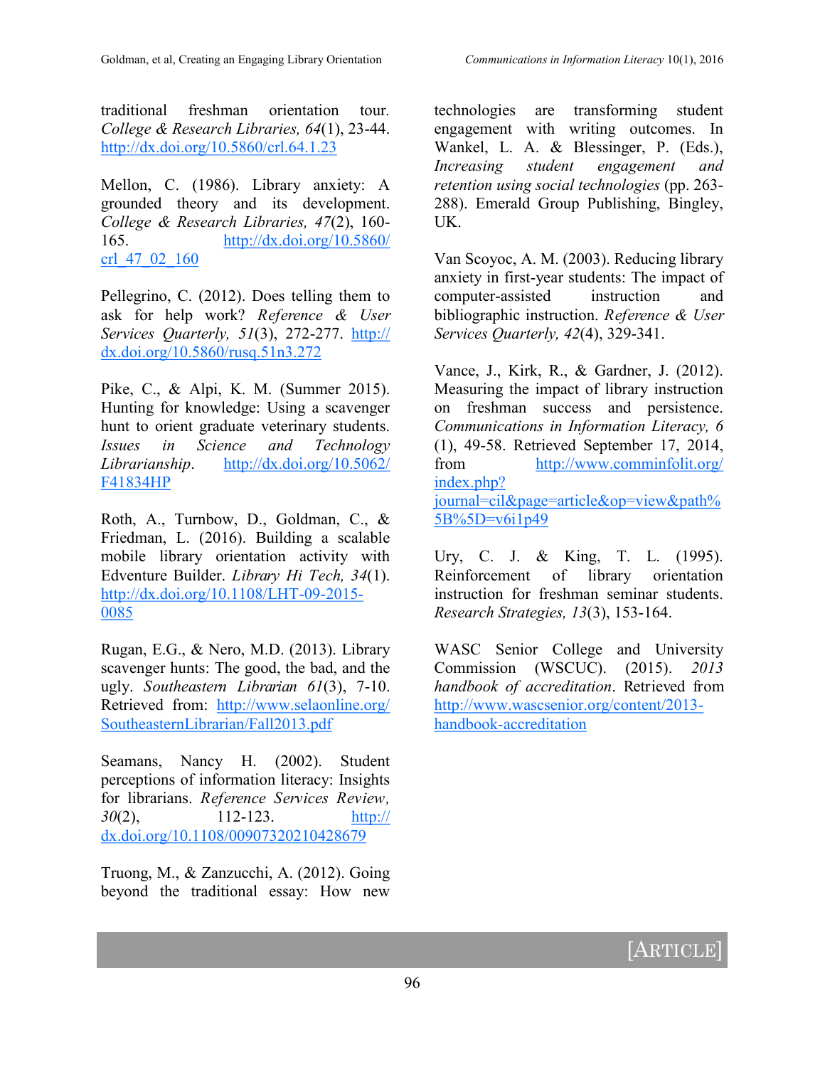traditional freshman orientation tour. *College & Research Libraries, 64*(1), 23-44. http://dx.doi.org/10.5860/crl.64.1.23

Mellon, C. (1986). Library anxiety: A grounded theory and its development. *College & Research Libraries, 47*(2), 160-165. http://dx.doi.org/10.5860/crl_47_02_160

Pellegrino, C. (2012). Does telling them to ask for help work? *Reference & User Services Quarterly, 51*(3), 272-277. http://dx.doi.org/10.5860/rusq.51n3.272

Pike, C., & Alpi, K. M. (Summer 2015). Hunting for knowledge: Using a scavenger hunt to orient graduate veterinary students. *Issues in Science and Technology Librarianship*. http://dx.doi.org/10.5062/F41834HP

Roth, A., Turnbow, D., Goldman, C., & Friedman, L. (2016). Building a scalable mobile library orientation activity with Edventure Builder. *Library Hi Tech, 34*(1). http://dx.doi.org/10.1108/LHT-09-2015-0085

Rugan, E.G., & Nero, M.D. (2013). Library scavenger hunts: The good, the bad, and the ugly. *Southeastern Librarian 61*(3), 7-10. Retrieved from: http://www.selaonline.org/SoutheasternLibrarian/Fall2013.pdf

Seamans, Nancy H. (2002). Student perceptions of information literacy: Insights for librarians. *Reference Services Review, 30*(2), 112-123. http://dx.doi.org/10.1108/00907320210428679

Truong, M., & Zanzucchi, A. (2012). Going beyond the traditional essay: How new technologies are transforming student engagement with writing outcomes. In Wankel, L. A. & Blessinger, P. (Eds.), *Increasing student engagement and retention using social technologies* (pp. 263-288). Emerald Group Publishing, Bingley, UK.

Van Scoyoc, A. M. (2003). Reducing library anxiety in first-year students: The impact of computer-assisted instruction and bibliographic instruction. *Reference & User Services Quarterly, 42*(4), 329-341.

Vance, J., Kirk, R., & Gardner, J. (2012). Measuring the impact of library instruction on freshman success and persistence. *Communications in Information Literacy, 6* (1), 49-58. Retrieved September 17, 2014, from http://www.comminfolit.org/index.php?journal=cil&page=article&op=view&path%5B%5D=v6i1p49

Ury, C. J. & King, T. L. (1995). Reinforcement of library orientation instruction for freshman seminar students. *Research Strategies, 13*(3), 153-164.

WASC Senior College and University Commission (WSCUC). (2015). *2013 handbook of accreditation*. Retrieved from http://www.wascsenior.org/content/2013-handbook-accreditation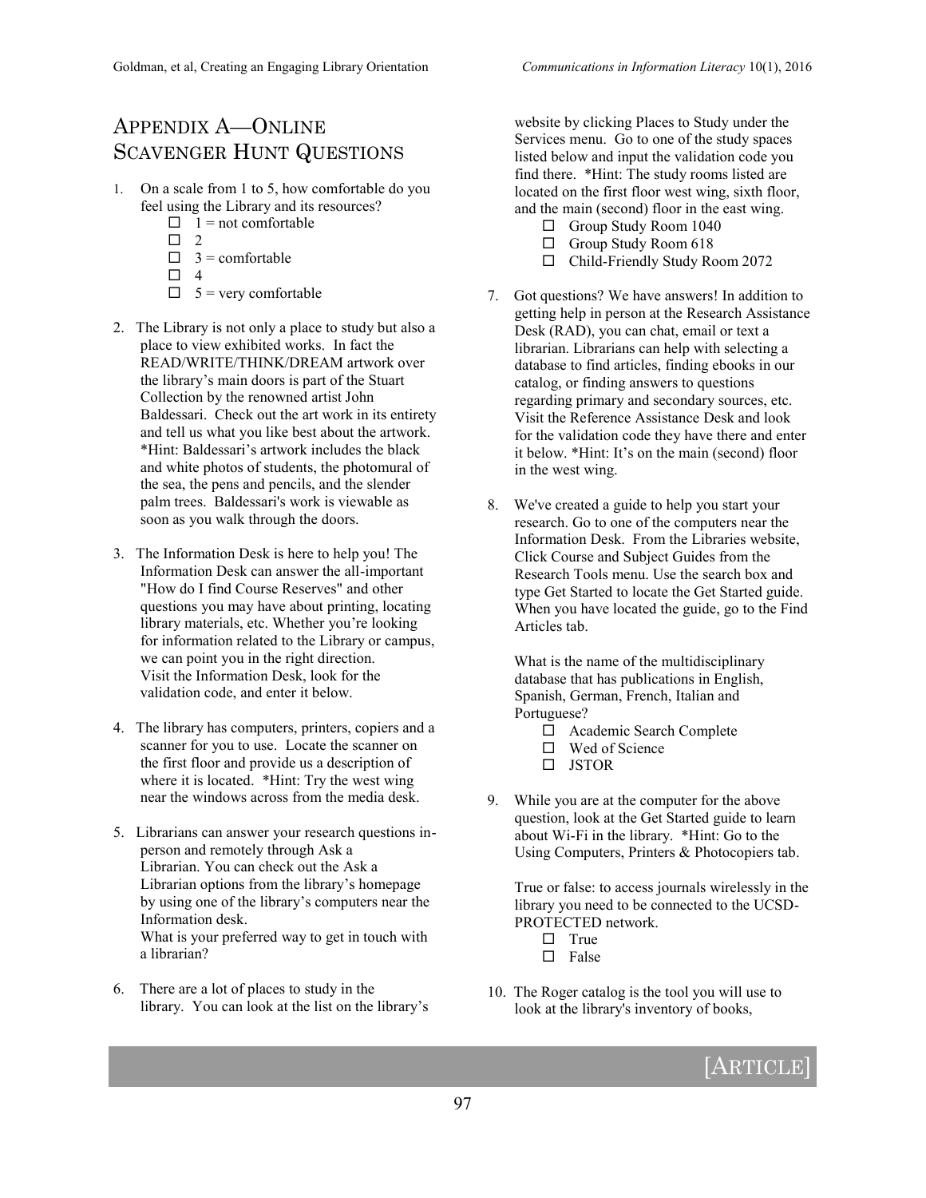## Appendix A—Online Scavenger Hunt Questions

1. On a scale from 1 to 5, how comfortable do you feel using the Library and its resources?
   - ☐ 1 = not comfortable
   - ☐ 2
   - ☐ 3 = comfortable
   - ☐ 4
   - ☐ 5 = very comfortable

2. The Library is not only a place to study but also a place to view exhibited works. In fact the READ/WRITE/THINK/DREAM artwork over the library's main doors is part of the Stuart Collection by the renowned artist John Baldessari. Check out the art work in its entirety and tell us what you like best about the artwork. *Hint: Baldessari's artwork includes the black and white photos of students, the photomural of the sea, the pens and pencils, and the slender palm trees. Baldessari's work is viewable as soon as you walk through the doors.

3. The Information Desk is here to help you! The Information Desk can answer the all-important "How do I find Course Reserves" and other questions you may have about printing, locating library materials, etc. Whether you're looking for information related to the Library or campus, we can point you in the right direction. Visit the Information Desk, look for the validation code, and enter it below.

4. The library has computers, printers, copiers and a scanner for you to use. Locate the scanner on the first floor and provide us a description of where it is located. *Hint: Try the west wing near the windows across from the media desk.

5. Librarians can answer your research questions in-person and remotely through Ask a Librarian. You can check out the Ask a Librarian options from the library's homepage by using one of the library's computers near the Information desk.
   What is your preferred way to get in touch with a librarian?

6. There are a lot of places to study in the library. You can look at the list on the library's website by clicking Places to Study under the Services menu. Go to one of the study spaces listed below and input the validation code you find there. *Hint: The study rooms listed are located on the first floor west wing, sixth floor, and the main (second) floor in the east wing.
   - ☐ Group Study Room 1040
   - ☐ Group Study Room 618
   - ☐ Child-Friendly Study Room 2072

7. Got questions? We have answers! In addition to getting help in person at the Research Assistance Desk (RAD), you can chat, email or text a librarian. Librarians can help with selecting a database to find articles, finding ebooks in our catalog, or finding answers to questions regarding primary and secondary sources, etc. Visit the Reference Assistance Desk and look for the validation code they have there and enter it below. *Hint: It's on the main (second) floor in the west wing.

8. We've created a guide to help you start your research. Go to one of the computers near the Information Desk. From the Libraries website, Click Course and Subject Guides from the Research Tools menu. Use the search box and type Get Started to locate the Get Started guide. When you have located the guide, go to the Find Articles tab.

   What is the name of the multidisciplinary database that has publications in English, Spanish, German, French, Italian and Portuguese?
   - ☐ Academic Search Complete
   - ☐ Wed of Science
   - ☐ JSTOR

9. While you are at the computer for the above question, look at the Get Started guide to learn about Wi-Fi in the library. *Hint: Go to the Using Computers, Printers & Photocopiers tab.

   True or false: to access journals wirelessly in the library you need to be connected to the UCSD-PROTECTED network.
   - ☐ True
   - ☐ False

10. The Roger catalog is the tool you will use to look at the library's inventory of books,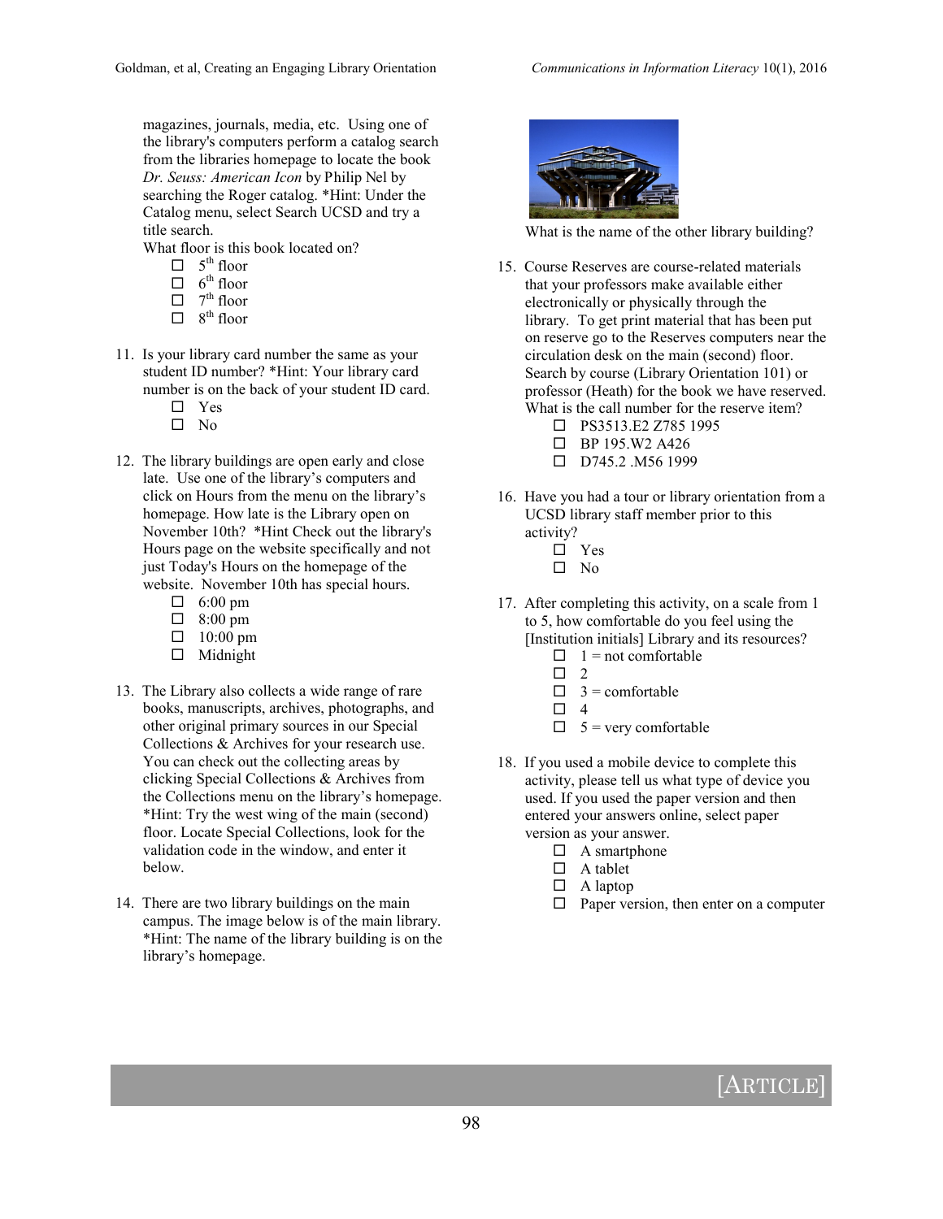magazines, journals, media, etc. Using one of the library's computers perform a catalog search from the libraries homepage to locate the book *Dr. Seuss: American Icon* by Philip Nel by searching the Roger catalog. *Hint: Under the Catalog menu, select Search UCSD and try a title search.

What floor is this book located on?

- ☐ 5th floor
- ☐ 6th floor
- ☐ 7th floor
- ☐ 8th floor

11. Is your library card number the same as your student ID number? *Hint: Your library card number is on the back of your student ID card.
    - ☐ Yes
    - ☐ No

12. The library buildings are open early and close late. Use one of the library's computers and click on Hours from the menu on the library's homepage. How late is the Library open on November 10th? *Hint Check out the library's Hours page on the website specifically and not just Today's Hours on the homepage of the website. November 10th has special hours.
    - ☐ 6:00 pm
    - ☐ 8:00 pm
    - ☐ 10:00 pm
    - ☐ Midnight

13. The Library also collects a wide range of rare books, manuscripts, archives, photographs, and other original primary sources in our Special Collections & Archives for your research use. You can check out the collecting areas by clicking Special Collections & Archives from the Collections menu on the library's homepage. *Hint: Try the west wing of the main (second) floor. Locate Special Collections, look for the validation code in the window, and enter it below.

14. There are two library buildings on the main campus. The image below is of the main library. *Hint: The name of the library building is on the library's homepage.

    What is the name of the other library building?

15. Course Reserves are course-related materials that your professors make available either electronically or physically through the library. To get print material that has been put on reserve go to the Reserves computers near the circulation desk on the main (second) floor. Search by course (Library Orientation 101) or professor (Heath) for the book we have reserved. What is the call number for the reserve item?
    - ☐ PS3513.E2 Z785 1995
    - ☐ BP 195.W2 A426
    - ☐ D745.2 .M56 1999

16. Have you had a tour or library orientation from a UCSD library staff member prior to this activity?
    - ☐ Yes
    - ☐ No

17. After completing this activity, on a scale from 1 to 5, how comfortable do you feel using the [Institution initials] Library and its resources?
    - ☐ 1 = not comfortable
    - ☐ 2
    - ☐ 3 = comfortable
    - ☐ 4
    - ☐ 5 = very comfortable

18. If you used a mobile device to complete this activity, please tell us what type of device you used. If you used the paper version and then entered your answers online, select paper version as your answer.
    - ☐ A smartphone
    - ☐ A tablet
    - ☐ A laptop
    - ☐ Paper version, then enter on a computer